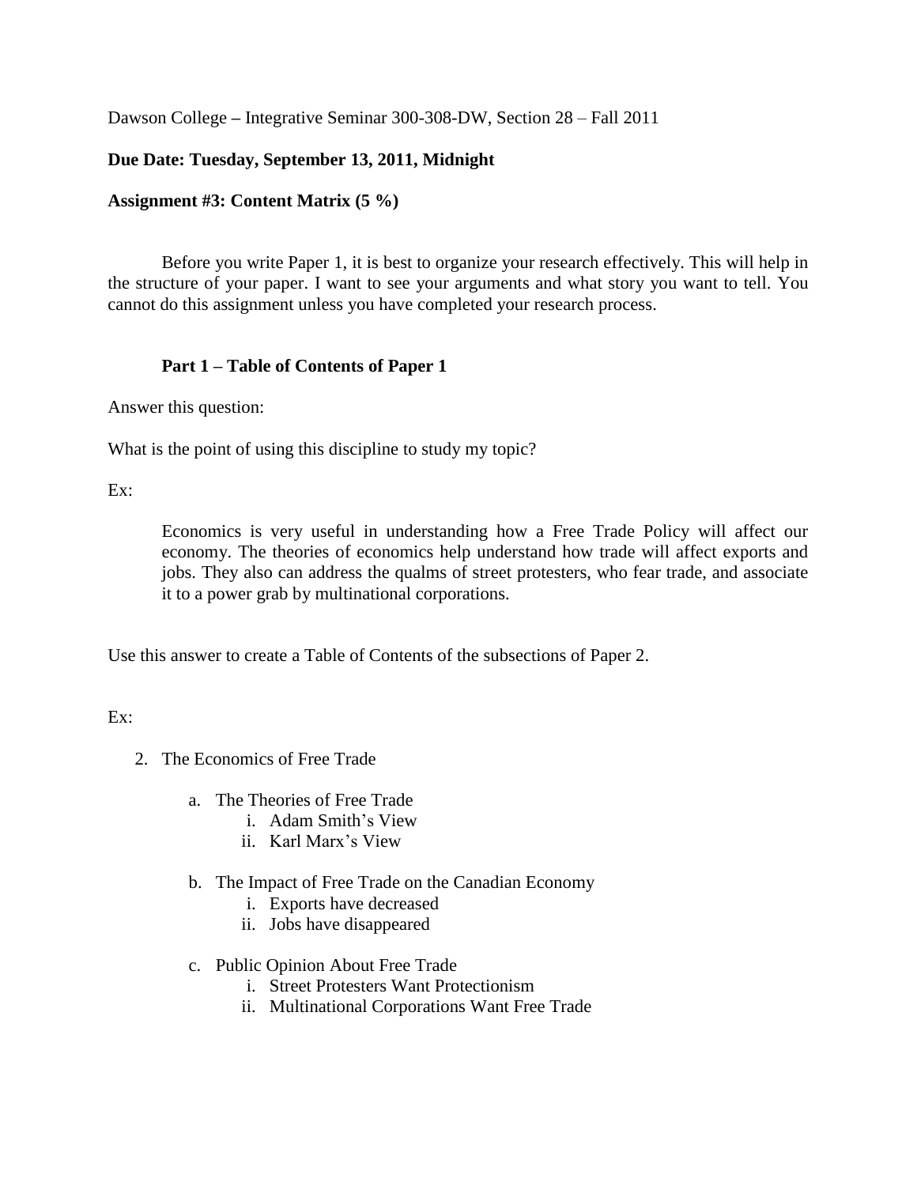Dawson College – Integrative Seminar 300-308-DW, Section 28 – Fall 2011

**Due Date: Tuesday, September 13, 2011, Midnight**

**Assignment #3: Content Matrix (5 %)**

Before you write Paper 1, it is best to organize your research effectively. This will help in the structure of your paper. I want to see your arguments and what story you want to tell. You cannot do this assignment unless you have completed your research process.

**Part 1 – Table of Contents of Paper 1**

Answer this question:

What is the point of using this discipline to study my topic?

Ex:

> Economics is very useful in understanding how a Free Trade Policy will affect our economy. The theories of economics help understand how trade will affect exports and jobs. They also can address the qualms of street protesters, who fear trade, and associate it to a power grab by multinational corporations.

Use this answer to create a Table of Contents of the subsections of Paper 2.

Ex:

2. The Economics of Free Trade

   a. The Theories of Free Trade
      i. Adam Smith's View
      ii. Karl Marx's View

   b. The Impact of Free Trade on the Canadian Economy
      i. Exports have decreased
      ii. Jobs have disappeared

   c. Public Opinion About Free Trade
      i. Street Protesters Want Protectionism
      ii. Multinational Corporations Want Free Trade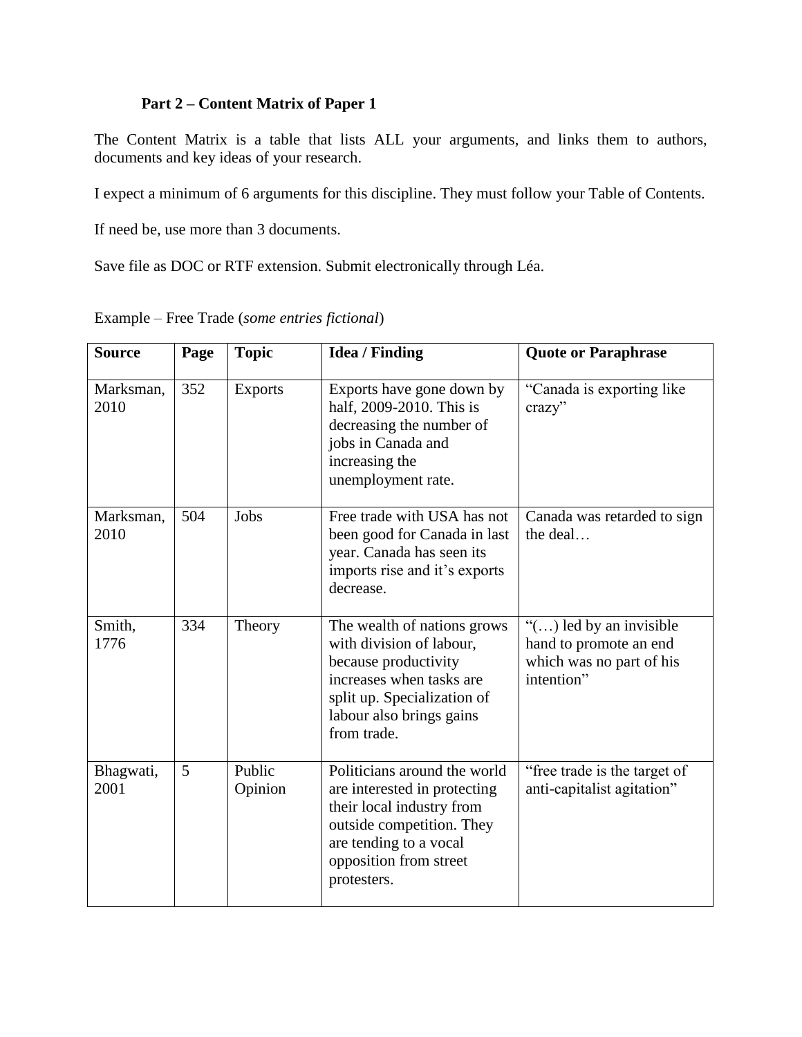**Part 2 – Content Matrix of Paper 1**

The Content Matrix is a table that lists ALL your arguments, and links them to authors, documents and key ideas of your research.

I expect a minimum of 6 arguments for this discipline. They must follow your Table of Contents.

If need be, use more than 3 documents.

Save file as DOC or RTF extension. Submit electronically through Léa.

Example – Free Trade (*some entries fictional*)

| Source | Page | Topic | Idea / Finding | Quote or Paraphrase |
|---|---|---|---|---|
| Marksman, 2010 | 352 | Exports | Exports have gone down by half, 2009-2010. This is decreasing the number of jobs in Canada and increasing the unemployment rate. | "Canada is exporting like crazy" |
| Marksman, 2010 | 504 | Jobs | Free trade with USA has not been good for Canada in last year. Canada has seen its imports rise and it's exports decrease. | Canada was retarded to sign the deal… |
| Smith, 1776 | 334 | Theory | The wealth of nations grows with division of labour, because productivity increases when tasks are split up. Specialization of labour also brings gains from trade. | "(…) led by an invisible hand to promote an end which was no part of his intention" |
| Bhagwati, 2001 | 5 | Public Opinion | Politicians around the world are interested in protecting their local industry from outside competition. They are tending to a vocal opposition from street protesters. | "free trade is the target of anti-capitalist agitation" |